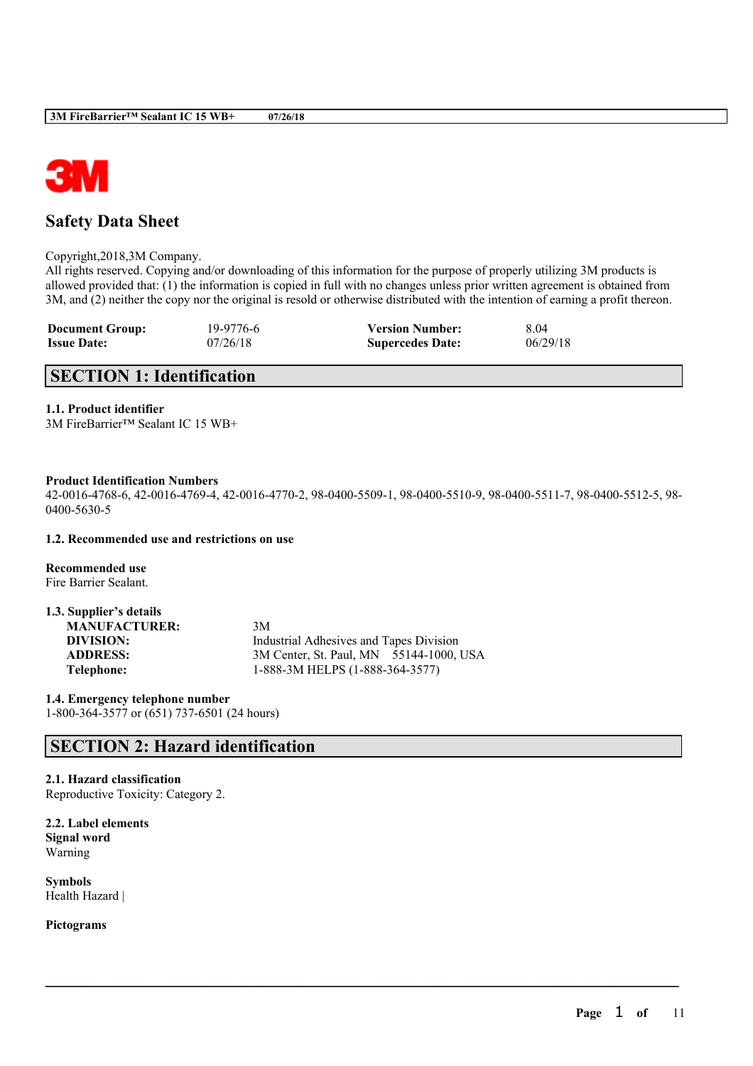# Safety Data Sheet

Copyright,2018,3M Company.
All rights reserved. Copying and/or downloading of this information for the purpose of properly utilizing 3M products is allowed provided that: (1) the information is copied in full with no changes unless prior written agreement is obtained from 3M, and (2) neither the copy nor the original is resold or otherwise distributed with the intention of earning a profit thereon.

| | | | |
|---|---|---|---|
| **Document Group:** | 19-9776-6 | **Version Number:** | 8.04 |
| **Issue Date:** | 07/26/18 | **Supercedes Date:** | 06/29/18 |

## SECTION 1: Identification

### 1.1. Product identifier

3M FireBarrier™ Sealant IC 15 WB+

**Product Identification Numbers**

42-0016-4768-6, 42-0016-4769-4, 42-0016-4770-2, 98-0400-5509-1, 98-0400-5510-9, 98-0400-5511-7, 98-0400-5512-5, 98-0400-5630-5

### 1.2. Recommended use and restrictions on use

**Recommended use**

Fire Barrier Sealant.

### 1.3. Supplier's details

| | |
|---|---|
| **MANUFACTURER:** | 3M |
| **DIVISION:** | Industrial Adhesives and Tapes Division |
| **ADDRESS:** | 3M Center, St. Paul, MN 55144-1000, USA |
| **Telephone:** | 1-888-3M HELPS (1-888-364-3577) |

### 1.4. Emergency telephone number

1-800-364-3577 or (651) 737-6501 (24 hours)

## SECTION 2: Hazard identification

### 2.1. Hazard classification

Reproductive Toxicity: Category 2.

### 2.2. Label elements

**Signal word**

Warning

**Symbols**

Health Hazard |

**Pictograms**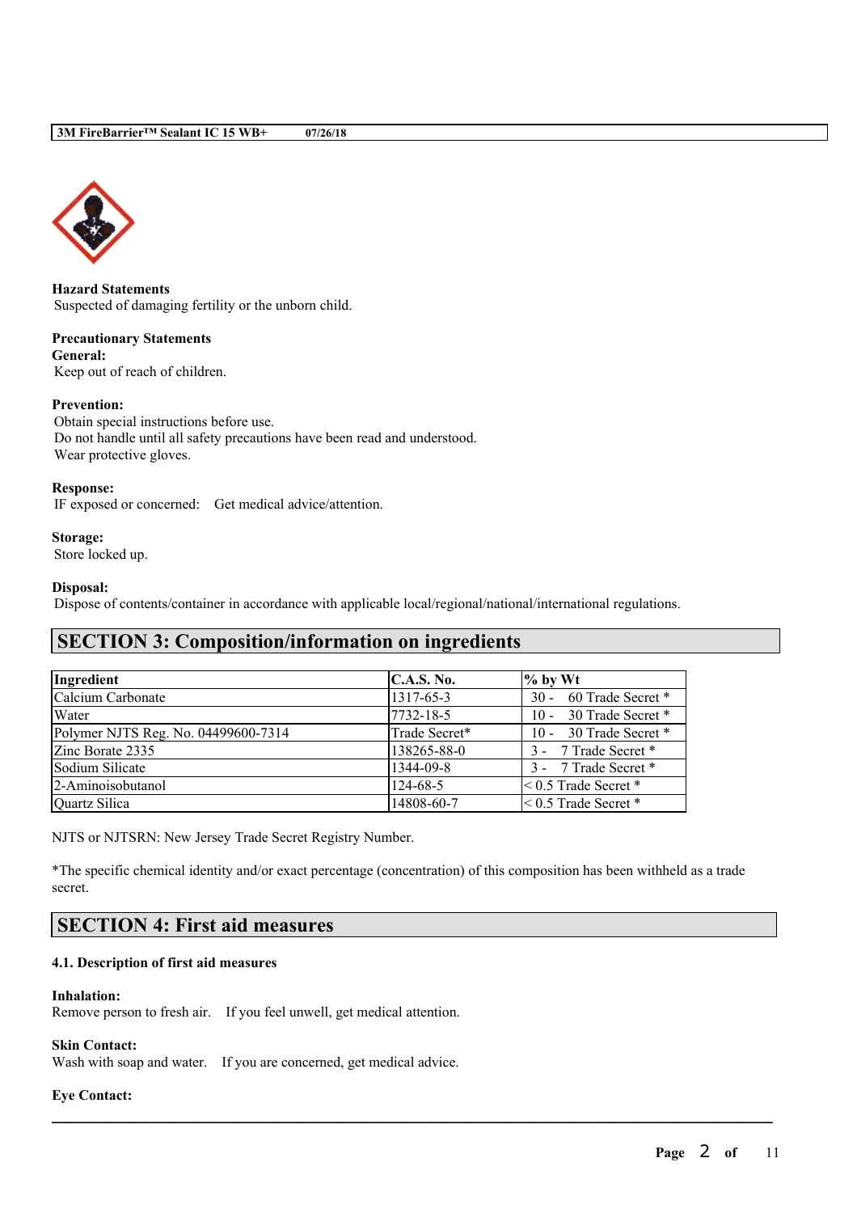**Hazard Statements**
Suspected of damaging fertility or the unborn child.

**Precautionary Statements**
**General:**
Keep out of reach of children.

**Prevention:**
Obtain special instructions before use.
Do not handle until all safety precautions have been read and understood.
Wear protective gloves.

**Response:**
IF exposed or concerned: Get medical advice/attention.

**Storage:**
Store locked up.

**Disposal:**
Dispose of contents/container in accordance with applicable local/regional/national/international regulations.

## SECTION 3: Composition/information on ingredients

| Ingredient | C.A.S. No. | % by Wt |
|---|---|---|
| Calcium Carbonate | 1317-65-3 | 30 - 60 Trade Secret * |
| Water | 7732-18-5 | 10 - 30 Trade Secret * |
| Polymer NJTS Reg. No. 04499600-7314 | Trade Secret* | 10 - 30 Trade Secret * |
| Zinc Borate 2335 | 138265-88-0 | 3 - 7 Trade Secret * |
| Sodium Silicate | 1344-09-8 | 3 - 7 Trade Secret * |
| 2-Aminoisobutanol | 124-68-5 | < 0.5 Trade Secret * |
| Quartz Silica | 14808-60-7 | < 0.5 Trade Secret * |

NJTS or NJTSRN: New Jersey Trade Secret Registry Number.

*The specific chemical identity and/or exact percentage (concentration) of this composition has been withheld as a trade secret.

## SECTION 4: First aid measures

### 4.1. Description of first aid measures

**Inhalation:**
Remove person to fresh air. If you feel unwell, get medical attention.

**Skin Contact:**
Wash with soap and water. If you are concerned, get medical advice.

**Eye Contact:**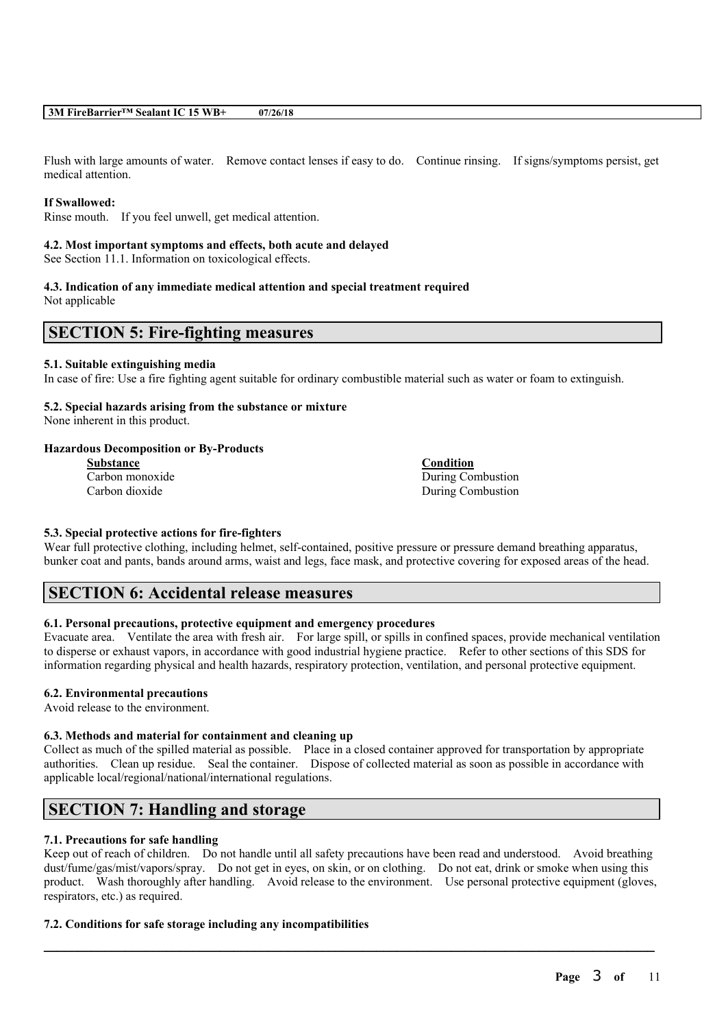Flush with large amounts of water. Remove contact lenses if easy to do. Continue rinsing. If signs/symptoms persist, get medical attention.

**If Swallowed:**
Rinse mouth. If you feel unwell, get medical attention.

**4.2. Most important symptoms and effects, both acute and delayed**
See Section 11.1. Information on toxicological effects.

**4.3. Indication of any immediate medical attention and special treatment required**
Not applicable

## SECTION 5: Fire-fighting measures

**5.1. Suitable extinguishing media**
In case of fire: Use a fire fighting agent suitable for ordinary combustible material such as water or foam to extinguish.

**5.2. Special hazards arising from the substance or mixture**
None inherent in this product.

**Hazardous Decomposition or By-Products**

| Substance | Condition |
| --- | --- |
| Carbon monoxide | During Combustion |
| Carbon dioxide | During Combustion |

**5.3. Special protective actions for fire-fighters**
Wear full protective clothing, including helmet, self-contained, positive pressure or pressure demand breathing apparatus, bunker coat and pants, bands around arms, waist and legs, face mask, and protective covering for exposed areas of the head.

## SECTION 6: Accidental release measures

**6.1. Personal precautions, protective equipment and emergency procedures**
Evacuate area. Ventilate the area with fresh air. For large spill, or spills in confined spaces, provide mechanical ventilation to disperse or exhaust vapors, in accordance with good industrial hygiene practice. Refer to other sections of this SDS for information regarding physical and health hazards, respiratory protection, ventilation, and personal protective equipment.

**6.2. Environmental precautions**
Avoid release to the environment.

**6.3. Methods and material for containment and cleaning up**
Collect as much of the spilled material as possible. Place in a closed container approved for transportation by appropriate authorities. Clean up residue. Seal the container. Dispose of collected material as soon as possible in accordance with applicable local/regional/national/international regulations.

## SECTION 7: Handling and storage

**7.1. Precautions for safe handling**
Keep out of reach of children. Do not handle until all safety precautions have been read and understood. Avoid breathing dust/fume/gas/mist/vapors/spray. Do not get in eyes, on skin, or on clothing. Do not eat, drink or smoke when using this product. Wash thoroughly after handling. Avoid release to the environment. Use personal protective equipment (gloves, respirators, etc.) as required.

**7.2. Conditions for safe storage including any incompatibilities**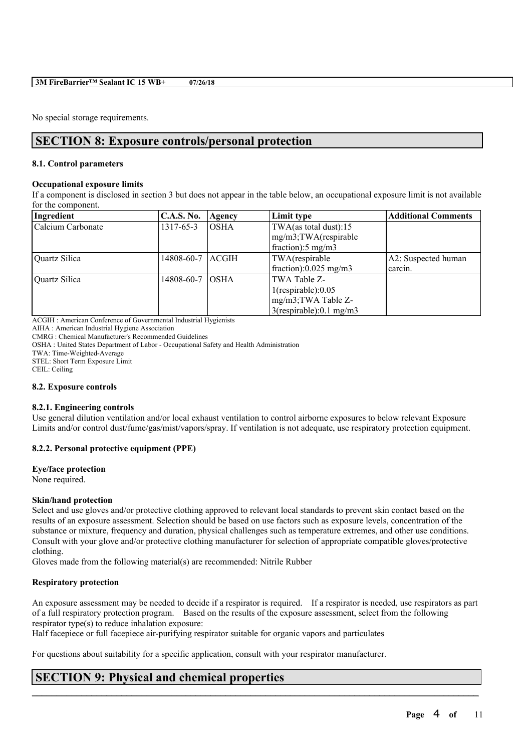No special storage requirements.

## SECTION 8: Exposure controls/personal protection

### 8.1. Control parameters

**Occupational exposure limits**

If a component is disclosed in section 3 but does not appear in the table below, an occupational exposure limit is not available for the component.

| Ingredient | C.A.S. No. | Agency | Limit type | Additional Comments |
|---|---|---|---|---|
| Calcium Carbonate | 1317-65-3 | OSHA | TWA(as total dust):15 mg/m3;TWA(respirable fraction):5 mg/m3 | |
| Quartz Silica | 14808-60-7 | ACGIH | TWA(respirable fraction):0.025 mg/m3 | A2: Suspected human carcin. |
| Quartz Silica | 14808-60-7 | OSHA | TWA Table Z-1(respirable):0.05 mg/m3;TWA Table Z-3(respirable):0.1 mg/m3 | |

ACGIH : American Conference of Governmental Industrial Hygienists
AIHA : American Industrial Hygiene Association
CMRG : Chemical Manufacturer's Recommended Guidelines
OSHA : United States Department of Labor - Occupational Safety and Health Administration
TWA: Time-Weighted-Average
STEL: Short Term Exposure Limit
CEIL: Ceiling

### 8.2. Exposure controls

#### 8.2.1. Engineering controls

Use general dilution ventilation and/or local exhaust ventilation to control airborne exposures to below relevant Exposure Limits and/or control dust/fume/gas/mist/vapors/spray. If ventilation is not adequate, use respiratory protection equipment.

#### 8.2.2. Personal protective equipment (PPE)

**Eye/face protection**

None required.

**Skin/hand protection**

Select and use gloves and/or protective clothing approved to relevant local standards to prevent skin contact based on the results of an exposure assessment. Selection should be based on use factors such as exposure levels, concentration of the substance or mixture, frequency and duration, physical challenges such as temperature extremes, and other use conditions. Consult with your glove and/or protective clothing manufacturer for selection of appropriate compatible gloves/protective clothing.

Gloves made from the following material(s) are recommended: Nitrile Rubber

**Respiratory protection**

An exposure assessment may be needed to decide if a respirator is required. If a respirator is needed, use respirators as part of a full respiratory protection program. Based on the results of the exposure assessment, select from the following respirator type(s) to reduce inhalation exposure:

Half facepiece or full facepiece air-purifying respirator suitable for organic vapors and particulates

For questions about suitability for a specific application, consult with your respirator manufacturer.

## SECTION 9: Physical and chemical properties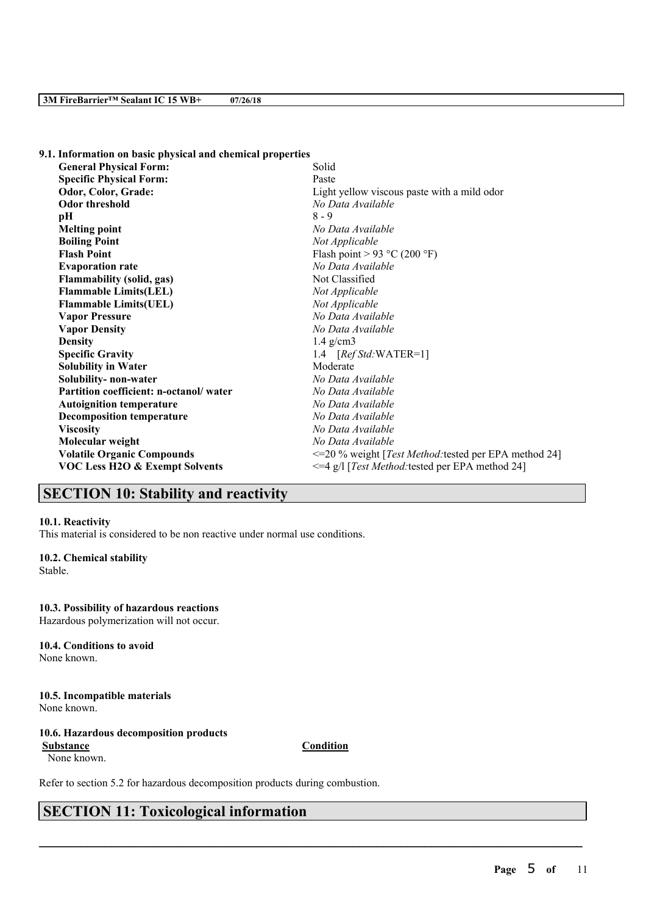**9.1. Information on basic physical and chemical properties**

| | |
|---|---|
| **General Physical Form:** | Solid |
| **Specific Physical Form:** | Paste |
| **Odor, Color, Grade:** | Light yellow viscous paste with a mild odor |
| **Odor threshold** | *No Data Available* |
| **pH** | 8 - 9 |
| **Melting point** | *No Data Available* |
| **Boiling Point** | *Not Applicable* |
| **Flash Point** | Flash point > 93 °C (200 °F) |
| **Evaporation rate** | *No Data Available* |
| **Flammability (solid, gas)** | Not Classified |
| **Flammable Limits(LEL)** | *Not Applicable* |
| **Flammable Limits(UEL)** | *Not Applicable* |
| **Vapor Pressure** | *No Data Available* |
| **Vapor Density** | *No Data Available* |
| **Density** | 1.4 g/cm3 |
| **Specific Gravity** | 1.4 [*Ref Std:*WATER=1] |
| **Solubility in Water** | Moderate |
| **Solubility- non-water** | *No Data Available* |
| **Partition coefficient: n-octanol/ water** | *No Data Available* |
| **Autoignition temperature** | *No Data Available* |
| **Decomposition temperature** | *No Data Available* |
| **Viscosity** | *No Data Available* |
| **Molecular weight** | *No Data Available* |
| **Volatile Organic Compounds** | <=20 % weight [*Test Method:*tested per EPA method 24] |
| **VOC Less H2O & Exempt Solvents** | <=4 g/l [*Test Method:*tested per EPA method 24] |

## SECTION 10: Stability and reactivity

**10.1. Reactivity**

This material is considered to be non reactive under normal use conditions.

**10.2. Chemical stability**

Stable.

**10.3. Possibility of hazardous reactions**

Hazardous polymerization will not occur.

**10.4. Conditions to avoid**

None known.

**10.5. Incompatible materials**

None known.

**10.6. Hazardous decomposition products**

| **Substance** | **Condition** |
|---|---|
| None known. | |

Refer to section 5.2 for hazardous decomposition products during combustion.

## SECTION 11: Toxicological information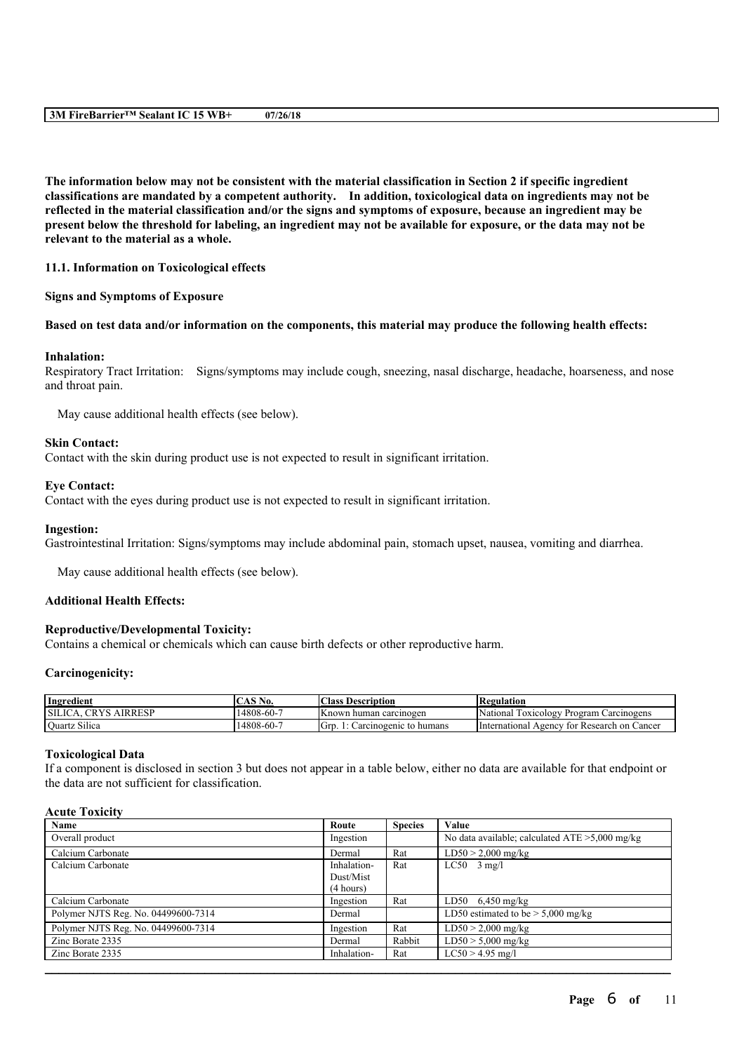**The information below may not be consistent with the material classification in Section 2 if specific ingredient classifications are mandated by a competent authority. In addition, toxicological data on ingredients may not be reflected in the material classification and/or the signs and symptoms of exposure, because an ingredient may be present below the threshold for labeling, an ingredient may not be available for exposure, or the data may not be relevant to the material as a whole.**

### 11.1. Information on Toxicological effects

**Signs and Symptoms of Exposure**

**Based on test data and/or information on the components, this material may produce the following health effects:**

**Inhalation:**
Respiratory Tract Irritation: Signs/symptoms may include cough, sneezing, nasal discharge, headache, hoarseness, and nose and throat pain.

May cause additional health effects (see below).

**Skin Contact:**
Contact with the skin during product use is not expected to result in significant irritation.

**Eye Contact:**
Contact with the eyes during product use is not expected to result in significant irritation.

**Ingestion:**
Gastrointestinal Irritation: Signs/symptoms may include abdominal pain, stomach upset, nausea, vomiting and diarrhea.

May cause additional health effects (see below).

**Additional Health Effects:**

**Reproductive/Developmental Toxicity:**
Contains a chemical or chemicals which can cause birth defects or other reproductive harm.

**Carcinogenicity:**

| Ingredient | CAS No. | Class Description | Regulation |
|---|---|---|---|
| SILICA, CRYS AIRRESP | 14808-60-7 | Known human carcinogen | National Toxicology Program Carcinogens |
| Quartz Silica | 14808-60-7 | Grp. 1: Carcinogenic to humans | International Agency for Research on Cancer |

**Toxicological Data**
If a component is disclosed in section 3 but does not appear in a table below, either no data are available for that endpoint or the data are not sufficient for classification.

**Acute Toxicity**

| Name | Route | Species | Value |
|---|---|---|---|
| Overall product | Ingestion | | No data available; calculated ATE >5,000 mg/kg |
| Calcium Carbonate | Dermal | Rat | LD50 > 2,000 mg/kg |
| Calcium Carbonate | Inhalation-Dust/Mist (4 hours) | Rat | LC50 3 mg/l |
| Calcium Carbonate | Ingestion | Rat | LD50 6,450 mg/kg |
| Polymer NJTS Reg. No. 04499600-7314 | Dermal | | LD50 estimated to be > 5,000 mg/kg |
| Polymer NJTS Reg. No. 04499600-7314 | Ingestion | Rat | LD50 > 2,000 mg/kg |
| Zinc Borate 2335 | Dermal | Rabbit | LD50 > 5,000 mg/kg |
| Zinc Borate 2335 | Inhalation- | Rat | LC50 > 4.95 mg/l |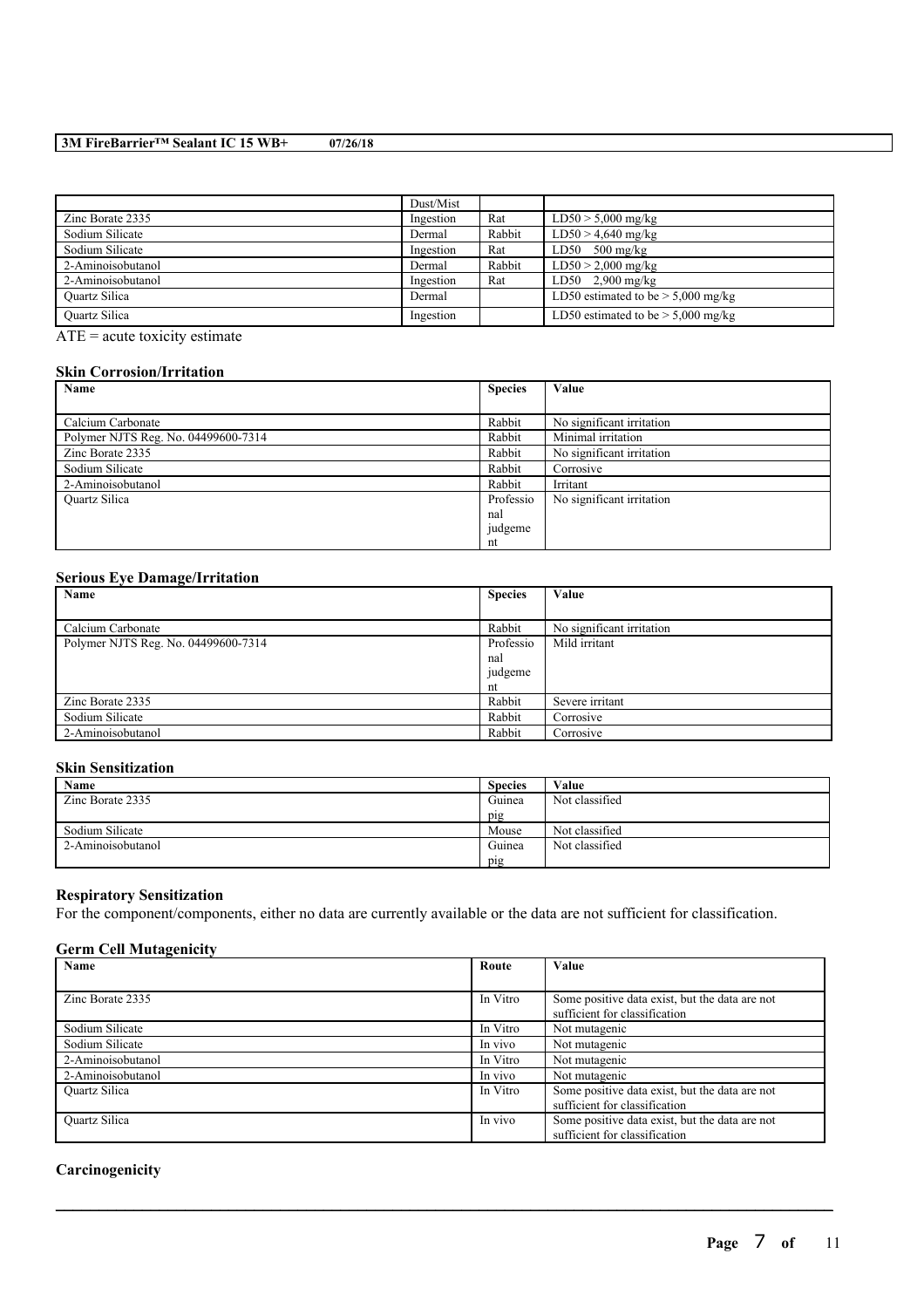| | Dust/Mist | | |
|---|---|---|---|
| Zinc Borate 2335 | Ingestion | Rat | LD50 > 5,000 mg/kg |
| Sodium Silicate | Dermal | Rabbit | LD50 > 4,640 mg/kg |
| Sodium Silicate | Ingestion | Rat | LD50 500 mg/kg |
| 2-Aminoisobutanol | Dermal | Rabbit | LD50 > 2,000 mg/kg |
| 2-Aminoisobutanol | Ingestion | Rat | LD50 2,900 mg/kg |
| Quartz Silica | Dermal | | LD50 estimated to be > 5,000 mg/kg |
| Quartz Silica | Ingestion | | LD50 estimated to be > 5,000 mg/kg |

ATE = acute toxicity estimate

### Skin Corrosion/Irritation

| Name | Species | Value |
|---|---|---|
| Calcium Carbonate | Rabbit | No significant irritation |
| Polymer NJTS Reg. No. 04499600-7314 | Rabbit | Minimal irritation |
| Zinc Borate 2335 | Rabbit | No significant irritation |
| Sodium Silicate | Rabbit | Corrosive |
| 2-Aminoisobutanol | Rabbit | Irritant |
| Quartz Silica | Professional judgement | No significant irritation |

### Serious Eye Damage/Irritation

| Name | Species | Value |
|---|---|---|
| Calcium Carbonate | Rabbit | No significant irritation |
| Polymer NJTS Reg. No. 04499600-7314 | Professional judgement | Mild irritant |
| Zinc Borate 2335 | Rabbit | Severe irritant |
| Sodium Silicate | Rabbit | Corrosive |
| 2-Aminoisobutanol | Rabbit | Corrosive |

### Skin Sensitization

| Name | Species | Value |
|---|---|---|
| Zinc Borate 2335 | Guinea pig | Not classified |
| Sodium Silicate | Mouse | Not classified |
| 2-Aminoisobutanol | Guinea pig | Not classified |

### Respiratory Sensitization

For the component/components, either no data are currently available or the data are not sufficient for classification.

### Germ Cell Mutagenicity

| Name | Route | Value |
|---|---|---|
| Zinc Borate 2335 | In Vitro | Some positive data exist, but the data are not sufficient for classification |
| Sodium Silicate | In Vitro | Not mutagenic |
| Sodium Silicate | In vivo | Not mutagenic |
| 2-Aminoisobutanol | In Vitro | Not mutagenic |
| 2-Aminoisobutanol | In vivo | Not mutagenic |
| Quartz Silica | In Vitro | Some positive data exist, but the data are not sufficient for classification |
| Quartz Silica | In vivo | Some positive data exist, but the data are not sufficient for classification |

### Carcinogenicity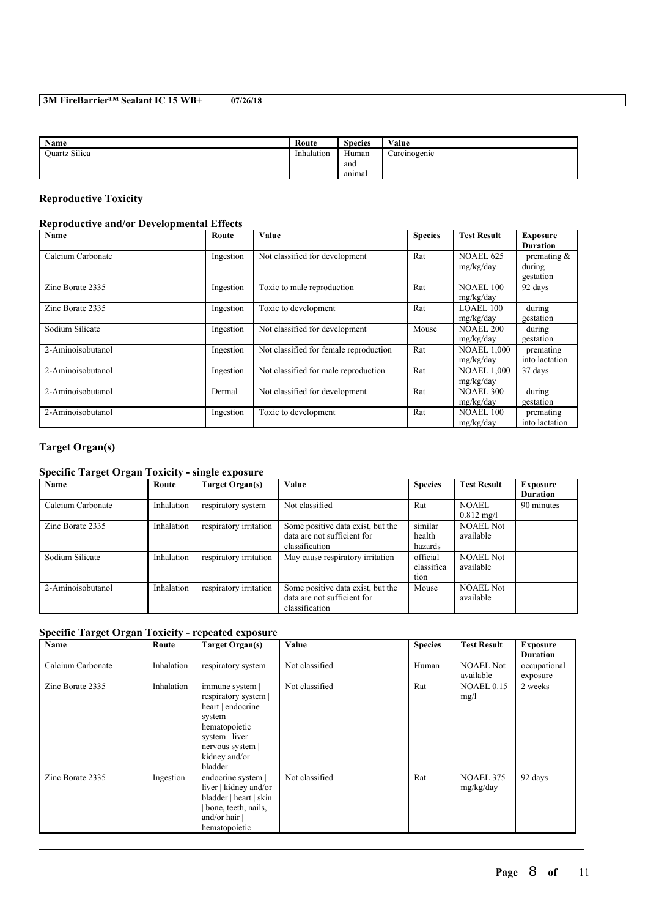| Name | Route | Species | Value |
|---|---|---|---|
| Quartz Silica | Inhalation | Human and animal | Carcinogenic |

### Reproductive Toxicity

#### Reproductive and/or Developmental Effects

| Name | Route | Value | Species | Test Result | Exposure Duration |
|---|---|---|---|---|---|
| Calcium Carbonate | Ingestion | Not classified for development | Rat | NOAEL 625 mg/kg/day | premating & during gestation |
| Zinc Borate 2335 | Ingestion | Toxic to male reproduction | Rat | NOAEL 100 mg/kg/day | 92 days |
| Zinc Borate 2335 | Ingestion | Toxic to development | Rat | LOAEL 100 mg/kg/day | during gestation |
| Sodium Silicate | Ingestion | Not classified for development | Mouse | NOAEL 200 mg/kg/day | during gestation |
| 2-Aminoisobutanol | Ingestion | Not classified for female reproduction | Rat | NOAEL 1,000 mg/kg/day | premating into lactation |
| 2-Aminoisobutanol | Ingestion | Not classified for male reproduction | Rat | NOAEL 1,000 mg/kg/day | 37 days |
| 2-Aminoisobutanol | Dermal | Not classified for development | Rat | NOAEL 300 mg/kg/day | during gestation |
| 2-Aminoisobutanol | Ingestion | Toxic to development | Rat | NOAEL 100 mg/kg/day | premating into lactation |

### Target Organ(s)

#### Specific Target Organ Toxicity - single exposure

| Name | Route | Target Organ(s) | Value | Species | Test Result | Exposure Duration |
|---|---|---|---|---|---|---|
| Calcium Carbonate | Inhalation | respiratory system | Not classified | Rat | NOAEL 0.812 mg/l | 90 minutes |
| Zinc Borate 2335 | Inhalation | respiratory irritation | Some positive data exist, but the data are not sufficient for classification | similar health hazards | NOAEL Not available | |
| Sodium Silicate | Inhalation | respiratory irritation | May cause respiratory irritation | official classification | NOAEL Not available | |
| 2-Aminoisobutanol | Inhalation | respiratory irritation | Some positive data exist, but the data are not sufficient for classification | Mouse | NOAEL Not available | |

#### Specific Target Organ Toxicity - repeated exposure

| Name | Route | Target Organ(s) | Value | Species | Test Result | Exposure Duration |
|---|---|---|---|---|---|---|
| Calcium Carbonate | Inhalation | respiratory system | Not classified | Human | NOAEL Not available | occupational exposure |
| Zinc Borate 2335 | Inhalation | immune system \| respiratory system \| heart \| endocrine system \| hematopoietic system \| liver \| nervous system \| kidney and/or bladder | Not classified | Rat | NOAEL 0.15 mg/l | 2 weeks |
| Zinc Borate 2335 | Ingestion | endocrine system \| liver \| kidney and/or bladder \| heart \| skin \| bone, teeth, nails, and/or hair \| hematopoietic | Not classified | Rat | NOAEL 375 mg/kg/day | 92 days |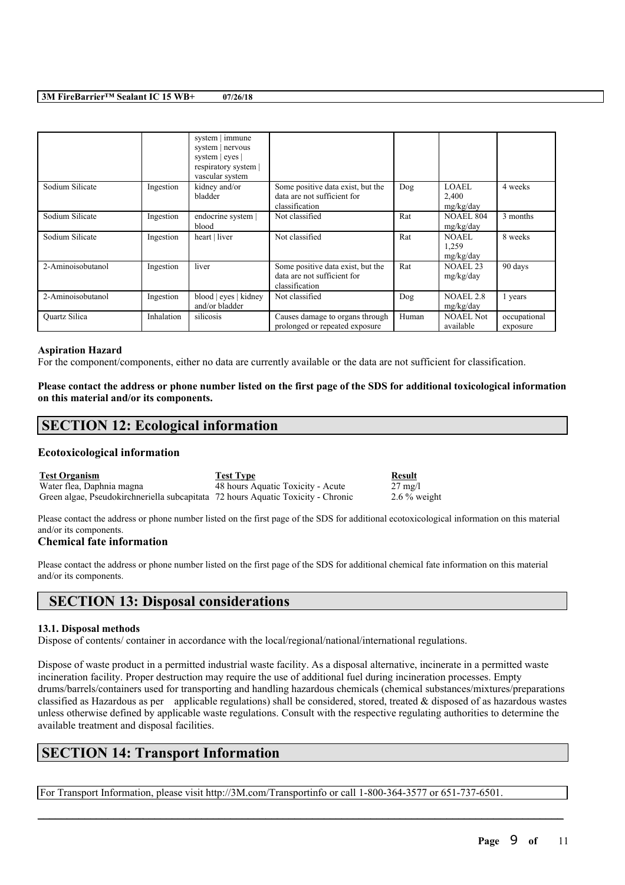| | | system \| immune system \| nervous system \| eyes \| respiratory system \| vascular system | | | | |
|---|---|---|---|---|---|---|
| Sodium Silicate | Ingestion | kidney and/or bladder | Some positive data exist, but the data are not sufficient for classification | Dog | LOAEL 2,400 mg/kg/day | 4 weeks |
| Sodium Silicate | Ingestion | endocrine system \| blood | Not classified | Rat | NOAEL 804 mg/kg/day | 3 months |
| Sodium Silicate | Ingestion | heart \| liver | Not classified | Rat | NOAEL 1,259 mg/kg/day | 8 weeks |
| 2-Aminoisobutanol | Ingestion | liver | Some positive data exist, but the data are not sufficient for classification | Rat | NOAEL 23 mg/kg/day | 90 days |
| 2-Aminoisobutanol | Ingestion | blood \| eyes \| kidney and/or bladder | Not classified | Dog | NOAEL 2.8 mg/kg/day | 1 years |
| Quartz Silica | Inhalation | silicosis | Causes damage to organs through prolonged or repeated exposure | Human | NOAEL Not available | occupational exposure |

**Aspiration Hazard**

For the component/components, either no data are currently available or the data are not sufficient for classification.

**Please contact the address or phone number listed on the first page of the SDS for additional toxicological information on this material and/or its components.**

## SECTION 12: Ecological information

### Ecotoxicological information

| Test Organism | Test Type | Result |
|---|---|---|
| Water flea, Daphnia magna | 48 hours Aquatic Toxicity - Acute | 27 mg/l |
| Green algae, Pseudokirchneriella subcapitata | 72 hours Aquatic Toxicity - Chronic | 2.6 % weight |

Please contact the address or phone number listed on the first page of the SDS for additional ecotoxicological information on this material and/or its components.

### Chemical fate information

Please contact the address or phone number listed on the first page of the SDS for additional chemical fate information on this material and/or its components.

## SECTION 13: Disposal considerations

**13.1. Disposal methods**

Dispose of contents/ container in accordance with the local/regional/national/international regulations.

Dispose of waste product in a permitted industrial waste facility. As a disposal alternative, incinerate in a permitted waste incineration facility. Proper destruction may require the use of additional fuel during incineration processes. Empty drums/barrels/containers used for transporting and handling hazardous chemicals (chemical substances/mixtures/preparations classified as Hazardous as per applicable regulations) shall be considered, stored, treated & disposed of as hazardous wastes unless otherwise defined by applicable waste regulations. Consult with the respective regulating authorities to determine the available treatment and disposal facilities.

## SECTION 14: Transport Information

For Transport Information, please visit http://3M.com/Transportinfo or call 1-800-364-3577 or 651-737-6501.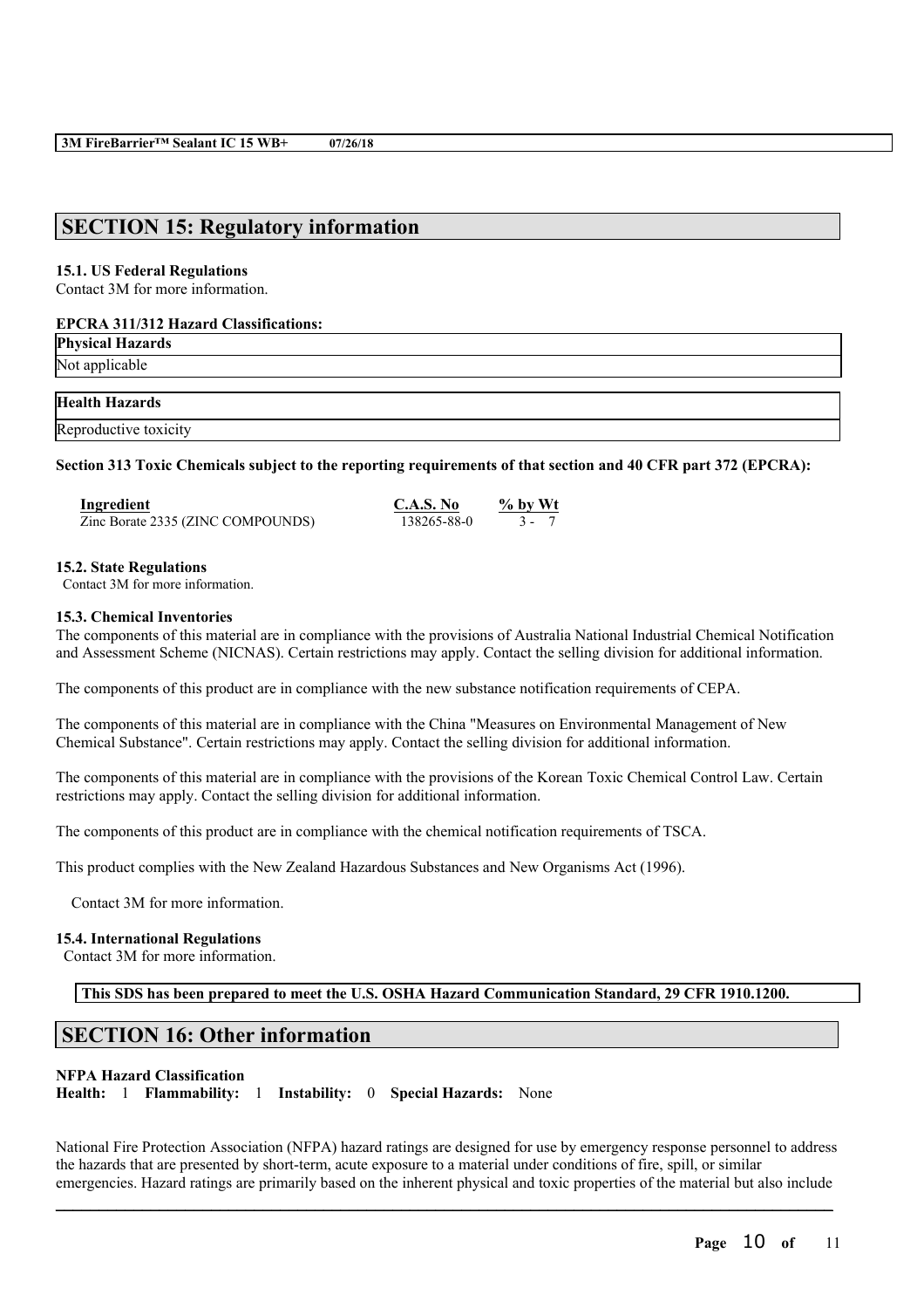## SECTION 15: Regulatory information

### 15.1. US Federal Regulations

Contact 3M for more information.

**EPCRA 311/312 Hazard Classifications:**

| Physical Hazards |
| --- |
| Not applicable |

| Health Hazards |
| --- |
| Reproductive toxicity |

**Section 313 Toxic Chemicals subject to the reporting requirements of that section and 40 CFR part 372 (EPCRA):**

| Ingredient | C.A.S. No | % by Wt |
| --- | --- | --- |
| Zinc Borate 2335 (ZINC COMPOUNDS) | 138265-88-0 | 3 - 7 |

### 15.2. State Regulations

Contact 3M for more information.

### 15.3. Chemical Inventories

The components of this material are in compliance with the provisions of Australia National Industrial Chemical Notification and Assessment Scheme (NICNAS). Certain restrictions may apply. Contact the selling division for additional information.

The components of this product are in compliance with the new substance notification requirements of CEPA.

The components of this material are in compliance with the China "Measures on Environmental Management of New Chemical Substance". Certain restrictions may apply. Contact the selling division for additional information.

The components of this material are in compliance with the provisions of the Korean Toxic Chemical Control Law. Certain restrictions may apply. Contact the selling division for additional information.

The components of this product are in compliance with the chemical notification requirements of TSCA.

This product complies with the New Zealand Hazardous Substances and New Organisms Act (1996).

Contact 3M for more information.

### 15.4. International Regulations

Contact 3M for more information.

**This SDS has been prepared to meet the U.S. OSHA Hazard Communication Standard, 29 CFR 1910.1200.**

## SECTION 16: Other information

**NFPA Hazard Classification**

**Health:** 1 **Flammability:** 1 **Instability:** 0 **Special Hazards:** None

National Fire Protection Association (NFPA) hazard ratings are designed for use by emergency response personnel to address the hazards that are presented by short-term, acute exposure to a material under conditions of fire, spill, or similar emergencies. Hazard ratings are primarily based on the inherent physical and toxic properties of the material but also include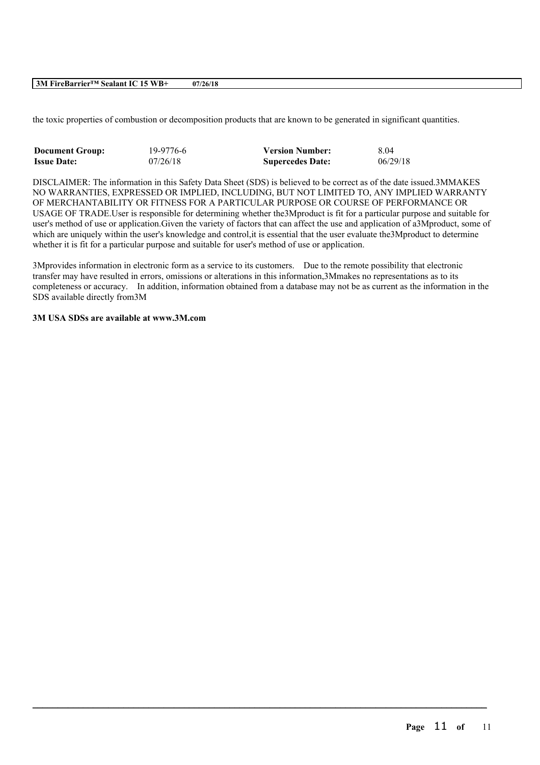the toxic properties of combustion or decomposition products that are known to be generated in significant quantities.

| | | | |
|---|---|---|---|
| **Document Group:** | 19-9776-6 | **Version Number:** | 8.04 |
| **Issue Date:** | 07/26/18 | **Supercedes Date:** | 06/29/18 |

DISCLAIMER: The information in this Safety Data Sheet (SDS) is believed to be correct as of the date issued.3MMAKES NO WARRANTIES, EXPRESSED OR IMPLIED, INCLUDING, BUT NOT LIMITED TO, ANY IMPLIED WARRANTY OF MERCHANTABILITY OR FITNESS FOR A PARTICULAR PURPOSE OR COURSE OF PERFORMANCE OR USAGE OF TRADE.User is responsible for determining whether the3Mproduct is fit for a particular purpose and suitable for user's method of use or application.Given the variety of factors that can affect the use and application of a3Mproduct, some of which are uniquely within the user's knowledge and control,it is essential that the user evaluate the3Mproduct to determine whether it is fit for a particular purpose and suitable for user's method of use or application.

3Mprovides information in electronic form as a service to its customers. Due to the remote possibility that electronic transfer may have resulted in errors, omissions or alterations in this information,3Mmakes no representations as to its completeness or accuracy. In addition, information obtained from a database may not be as current as the information in the SDS available directly from3M

**3M USA SDSs are available at www.3M.com**